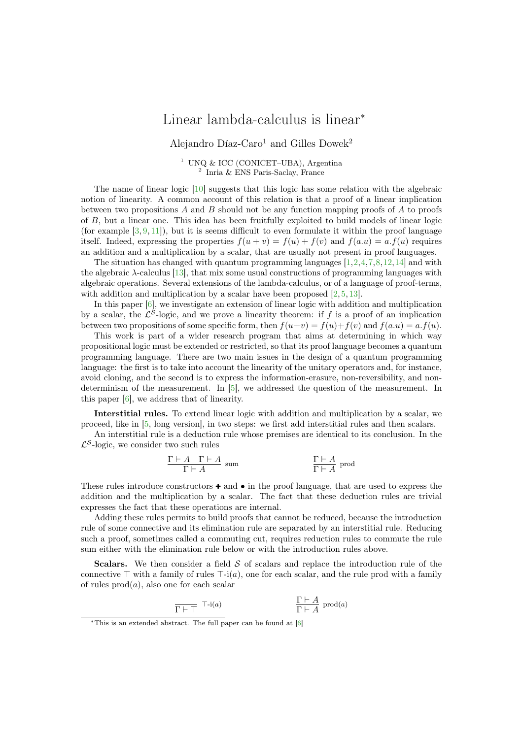# Linear lambda-calculus is linear*

Alejandro Díaz-Caro[1] and Gilles Dowek[2]

[1] UNQ & ICC (CONICET–UBA), Argentina
[2] Inria & ENS Paris-Saclay, France

The name of linear logic [10] suggests that this logic has some relation with the algebraic notion of linearity. A common account of this relation is that a proof of a linear implication between two propositions $A$ and $B$ should not be any function mapping proofs of $A$ to proofs of $B$, but a linear one. This idea has been fruitfully exploited to build models of linear logic (for example [3, 9, 11]), but it is seems difficult to even formulate it within the proof language itself. Indeed, expressing the properties $f(u + v) = f(u) + f(v)$ and $f(a.u) = a.f(u)$ requires an addition and a multiplication by a scalar, that are usually not present in proof languages.

The situation has changed with quantum programming languages [1, 2, 4, 7, 8, 12, 14] and with the algebraic $\lambda$-calculus [13], that mix some usual constructions of programming languages with algebraic operations. Several extensions of the lambda-calculus, or of a language of proof-terms, with addition and multiplication by a scalar have been proposed [2, 5, 13].

In this paper [6], we investigate an extension of linear logic with addition and multiplication by a scalar, the $\mathcal{L}^{\mathcal{S}}$-logic, and we prove a linearity theorem: if $f$ is a proof of an implication between two propositions of some specific form, then $f(u+v) = f(u)+f(v)$ and $f(a.u) = a.f(u)$.

This work is part of a wider research program that aims at determining in which way propositional logic must be extended or restricted, so that its proof language becomes a quantum programming language. There are two main issues in the design of a quantum programming language: the first is to take into account the linearity of the unitary operators and, for instance, avoid cloning, and the second is to express the information-erasure, non-reversibility, and non-determinism of the measurement. In [5], we addressed the question of the measurement. In this paper [6], we address that of linearity.

**Interstitial rules.** To extend linear logic with addition and multiplication by a scalar, we proceed, like in [5, long version], in two steps: we first add interstitial rules and then scalars.

An interstitial rule is a deduction rule whose premises are identical to its conclusion. In the $\mathcal{L}^{\mathcal{S}}$-logic, we consider two such rules

$$\frac{\Gamma \vdash A \quad \Gamma \vdash A}{\Gamma \vdash A} \text{ sum} \qquad\qquad \frac{\Gamma \vdash A}{\Gamma \vdash A} \text{ prod}$$

These rules introduce constructors $+$ and $\bullet$ in the proof language, that are used to express the addition and the multiplication by a scalar. The fact that these deduction rules are trivial expresses the fact that these operations are internal.

Adding these rules permits to build proofs that cannot be reduced, because the introduction rule of some connective and its elimination rule are separated by an interstitial rule. Reducing such a proof, sometimes called a commuting cut, requires reduction rules to commute the rule sum either with the elimination rule below or with the introduction rules above.

**Scalars.** We then consider a field $\mathcal{S}$ of scalars and replace the introduction rule of the connective $\top$ with a family of rules $\top$-i($a$), one for each scalar, and the rule prod with a family of rules prod($a$), also one for each scalar

$$\frac{}{\Gamma \vdash \top} \ \top\text{-i}(a) \qquad\qquad \frac{\Gamma \vdash A}{\Gamma \vdash A} \text{ prod}(a)$$

*This is an extended abstract. The full paper can be found at [6]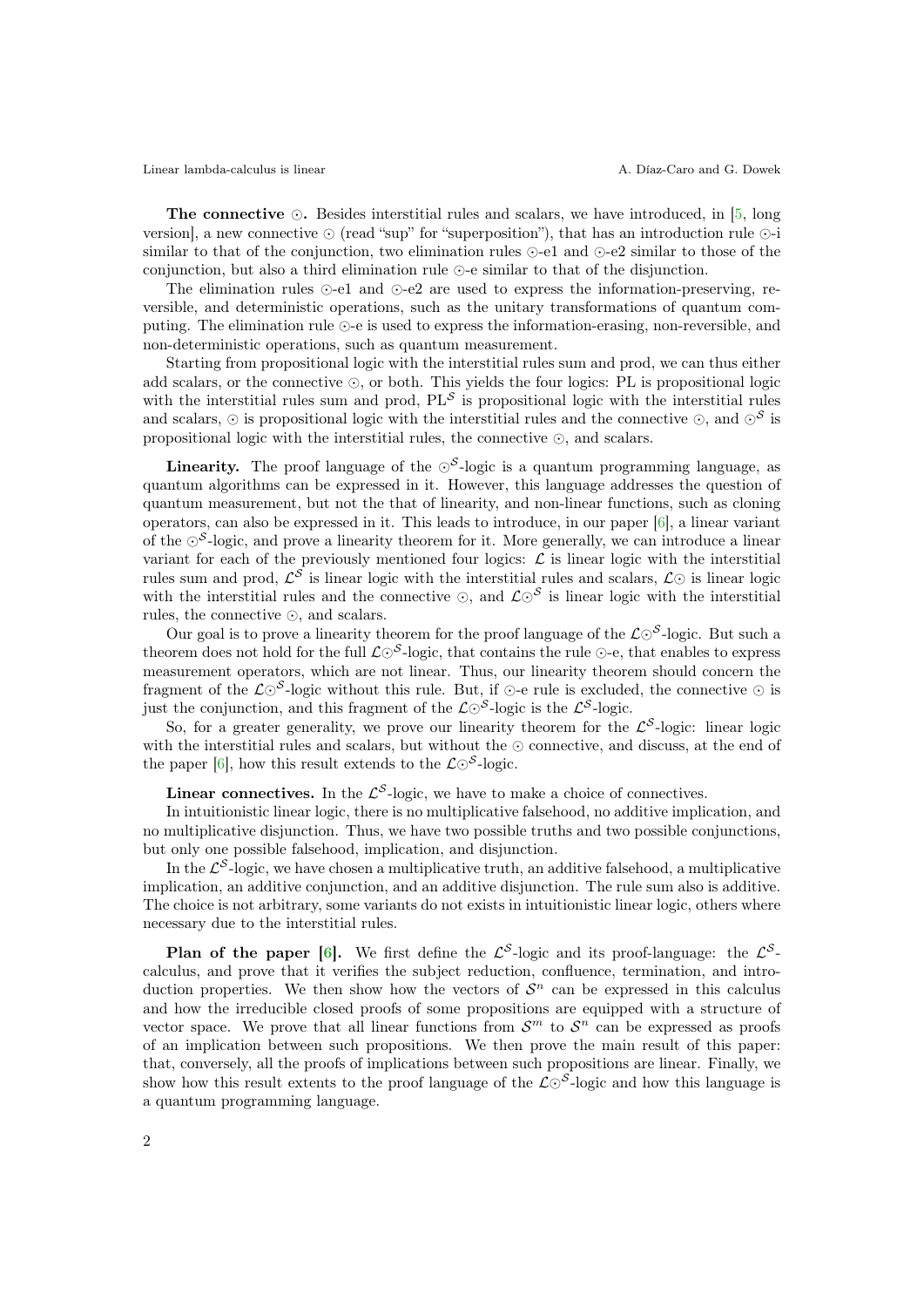**The connective $\odot$.** Besides interstitial rules and scalars, we have introduced, in [5, long version], a new connective $\odot$ (read "sup" for "superposition"), that has an introduction rule $\odot$-i similar to that of the conjunction, two elimination rules $\odot$-e1 and $\odot$-e2 similar to those of the conjunction, but also a third elimination rule $\odot$-e similar to that of the disjunction.

The elimination rules $\odot$-e1 and $\odot$-e2 are used to express the information-preserving, reversible, and deterministic operations, such as the unitary transformations of quantum computing. The elimination rule $\odot$-e is used to express the information-erasing, non-reversible, and non-deterministic operations, such as quantum measurement.

Starting from propositional logic with the interstitial rules sum and prod, we can thus either add scalars, or the connective $\odot$, or both. This yields the four logics: PL is propositional logic with the interstitial rules sum and prod, $\mathrm{PL}^{\mathcal{S}}$ is propositional logic with the interstitial rules and scalars, $\odot$ is propositional logic with the interstitial rules and the connective $\odot$, and $\odot^{\mathcal{S}}$ is propositional logic with the interstitial rules, the connective $\odot$, and scalars.

**Linearity.** The proof language of the $\odot^{\mathcal{S}}$-logic is a quantum programming language, as quantum algorithms can be expressed in it. However, this language addresses the question of quantum measurement, but not the that of linearity, and non-linear functions, such as cloning operators, can also be expressed in it. This leads to introduce, in our paper [6], a linear variant of the $\odot^{\mathcal{S}}$-logic, and prove a linearity theorem for it. More generally, we can introduce a linear variant for each of the previously mentioned four logics: $\mathcal{L}$ is linear logic with the interstitial rules sum and prod, $\mathcal{L}^{\mathcal{S}}$ is linear logic with the interstitial rules and scalars, $\mathcal{L}\odot$ is linear logic with the interstitial rules and the connective $\odot$, and $\mathcal{L}\odot^{\mathcal{S}}$ is linear logic with the interstitial rules, the connective $\odot$, and scalars.

Our goal is to prove a linearity theorem for the proof language of the $\mathcal{L}\odot^{\mathcal{S}}$-logic. But such a theorem does not hold for the full $\mathcal{L}\odot^{\mathcal{S}}$-logic, that contains the rule $\odot$-e, that enables to express measurement operators, which are not linear. Thus, our linearity theorem should concern the fragment of the $\mathcal{L}\odot^{\mathcal{S}}$-logic without this rule. But, if $\odot$-e rule is excluded, the connective $\odot$ is just the conjunction, and this fragment of the $\mathcal{L}\odot^{\mathcal{S}}$-logic is the $\mathcal{L}^{\mathcal{S}}$-logic.

So, for a greater generality, we prove our linearity theorem for the $\mathcal{L}^{\mathcal{S}}$-logic: linear logic with the interstitial rules and scalars, but without the $\odot$ connective, and discuss, at the end of the paper [6], how this result extends to the $\mathcal{L}\odot^{\mathcal{S}}$-logic.

**Linear connectives.** In the $\mathcal{L}^{\mathcal{S}}$-logic, we have to make a choice of connectives.

In intuitionistic linear logic, there is no multiplicative falsehood, no additive implication, and no multiplicative disjunction. Thus, we have two possible truths and two possible conjunctions, but only one possible falsehood, implication, and disjunction.

In the $\mathcal{L}^{\mathcal{S}}$-logic, we have chosen a multiplicative truth, an additive falsehood, a multiplicative implication, an additive conjunction, and an additive disjunction. The rule sum also is additive. The choice is not arbitrary, some variants do not exists in intuitionistic linear logic, others where necessary due to the interstitial rules.

**Plan of the paper [6].** We first define the $\mathcal{L}^{\mathcal{S}}$-logic and its proof-language: the $\mathcal{L}^{\mathcal{S}}$-calculus, and prove that it verifies the subject reduction, confluence, termination, and introduction properties. We then show how the vectors of $\mathcal{S}^n$ can be expressed in this calculus and how the irreducible closed proofs of some propositions are equipped with a structure of vector space. We prove that all linear functions from $\mathcal{S}^m$ to $\mathcal{S}^n$ can be expressed as proofs of an implication between such propositions. We then prove the main result of this paper: that, conversely, all the proofs of implications between such propositions are linear. Finally, we show how this result extents to the proof language of the $\mathcal{L}\odot^{\mathcal{S}}$-logic and how this language is a quantum programming language.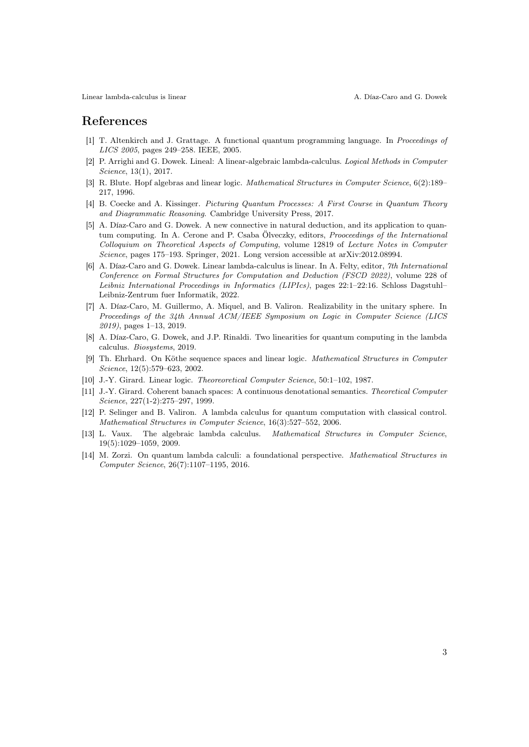## References

[1] T. Altenkirch and J. Grattage. A functional quantum programming language. In *Proceedings of LICS 2005*, pages 249–258. IEEE, 2005.

[2] P. Arrighi and G. Dowek. Lineal: A linear-algebraic lambda-calculus. *Logical Methods in Computer Science*, 13(1), 2017.

[3] R. Blute. Hopf algebras and linear logic. *Mathematical Structures in Computer Science*, 6(2):189–217, 1996.

[4] B. Coecke and A. Kissinger. *Picturing Quantum Processes: A First Course in Quantum Theory and Diagrammatic Reasoning*. Cambridge University Press, 2017.

[5] A. Díaz-Caro and G. Dowek. A new connective in natural deduction, and its application to quantum computing. In A. Cerone and P. Csaba Ölveczky, editors, *Prooceedings of the International Colloquium on Theoretical Aspects of Computing*, volume 12819 of *Lecture Notes in Computer Science*, pages 175–193. Springer, 2021. Long version accessible at arXiv:2012.08994.

[6] A. Díaz-Caro and G. Dowek. Linear lambda-calculus is linear. In A. Felty, editor, *7th International Conference on Formal Structures for Computation and Deduction (FSCD 2022)*, volume 228 of *Leibniz International Proceedings in Informatics (LIPIcs)*, pages 22:1–22:16. Schloss Dagstuhl–Leibniz-Zentrum fuer Informatik, 2022.

[7] A. Díaz-Caro, M. Guillermo, A. Miquel, and B. Valiron. Realizability in the unitary sphere. In *Proceedings of the 34th Annual ACM/IEEE Symposium on Logic in Computer Science (LICS 2019)*, pages 1–13, 2019.

[8] A. Díaz-Caro, G. Dowek, and J.P. Rinaldi. Two linearities for quantum computing in the lambda calculus. *Biosystems*, 2019.

[9] Th. Ehrhard. On Köthe sequence spaces and linear logic. *Mathematical Structures in Computer Science*, 12(5):579–623, 2002.

[10] J.-Y. Girard. Linear logic. *Theoreoretical Computer Science*, 50:1–102, 1987.

[11] J.-Y. Girard. Coherent banach spaces: A continuous denotational semantics. *Theoretical Computer Science*, 227(1-2):275–297, 1999.

[12] P. Selinger and B. Valiron. A lambda calculus for quantum computation with classical control. *Mathematical Structures in Computer Science*, 16(3):527–552, 2006.

[13] L. Vaux. The algebraic lambda calculus. *Mathematical Structures in Computer Science*, 19(5):1029–1059, 2009.

[14] M. Zorzi. On quantum lambda calculi: a foundational perspective. *Mathematical Structures in Computer Science*, 26(7):1107–1195, 2016.